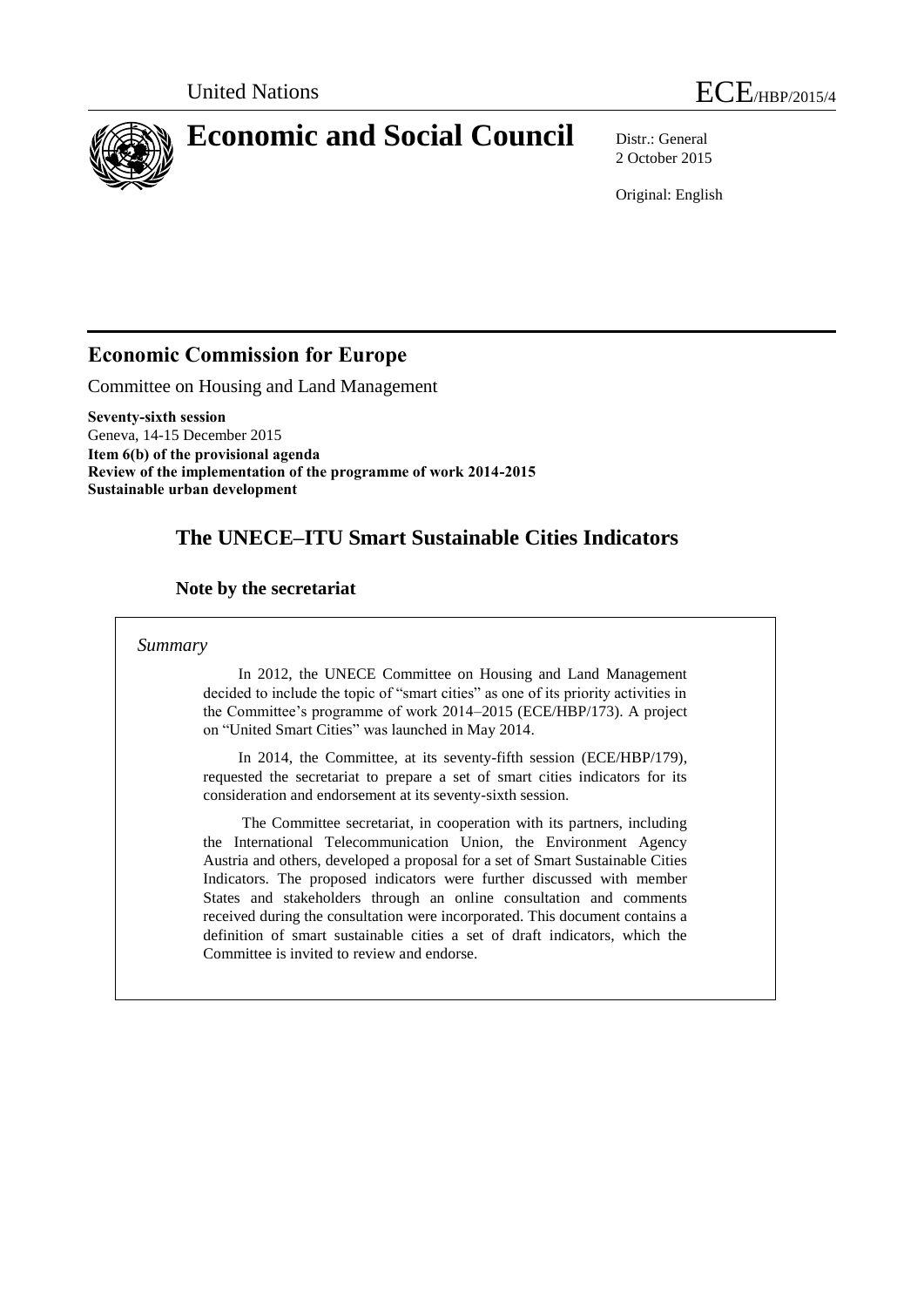United Nations

ECE/HBP/2015/4

# Economic and Social Council

Distr.: General
2 October 2015

Original: English

## Economic Commission for Europe

Committee on Housing and Land Management

**Seventy-sixth session**
Geneva, 14-15 December 2015
**Item 6(b) of the provisional agenda**
**Review of the implementation of the programme of work 2014-2015**
**Sustainable urban development**

# The UNECE–ITU Smart Sustainable Cities Indicators

### Note by the secretariat

*Summary*

In 2012, the UNECE Committee on Housing and Land Management decided to include the topic of "smart cities" as one of its priority activities in the Committee's programme of work 2014–2015 (ECE/HBP/173). A project on "United Smart Cities" was launched in May 2014.

In 2014, the Committee, at its seventy-fifth session (ECE/HBP/179), requested the secretariat to prepare a set of smart cities indicators for its consideration and endorsement at its seventy-sixth session.

The Committee secretariat, in cooperation with its partners, including the International Telecommunication Union, the Environment Agency Austria and others, developed a proposal for a set of Smart Sustainable Cities Indicators. The proposed indicators were further discussed with member States and stakeholders through an online consultation and comments received during the consultation were incorporated. This document contains a definition of smart sustainable cities a set of draft indicators, which the Committee is invited to review and endorse.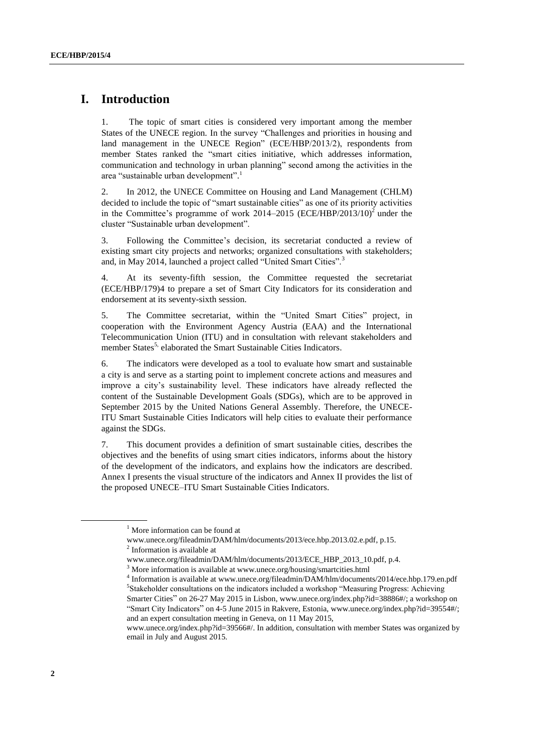# I. Introduction

1. The topic of smart cities is considered very important among the member States of the UNECE region. In the survey "Challenges and priorities in housing and land management in the UNECE Region" (ECE/HBP/2013/2), respondents from member States ranked the "smart cities initiative, which addresses information, communication and technology in urban planning" second among the activities in the area "sustainable urban development".[1]

2. In 2012, the UNECE Committee on Housing and Land Management (CHLM) decided to include the topic of "smart sustainable cities" as one of its priority activities in the Committee's programme of work 2014–2015 (ECE/HBP/2013/10)[2] under the cluster "Sustainable urban development".

3. Following the Committee's decision, its secretariat conducted a review of existing smart city projects and networks; organized consultations with stakeholders; and, in May 2014, launched a project called "United Smart Cities".[3]

4. At its seventy-fifth session, the Committee requested the secretariat (ECE/HBP/179)4 to prepare a set of Smart City Indicators for its consideration and endorsement at its seventy-sixth session.

5. The Committee secretariat, within the "United Smart Cities" project, in cooperation with the Environment Agency Austria (EAA) and the International Telecommunication Union (ITU) and in consultation with relevant stakeholders and member States[5,] elaborated the Smart Sustainable Cities Indicators.

6. The indicators were developed as a tool to evaluate how smart and sustainable a city is and serve as a starting point to implement concrete actions and measures and improve a city's sustainability level. These indicators have already reflected the content of the Sustainable Development Goals (SDGs), which are to be approved in September 2015 by the United Nations General Assembly. Therefore, the UNECE-ITU Smart Sustainable Cities Indicators will help cities to evaluate their performance against the SDGs.

7. This document provides a definition of smart sustainable cities, describes the objectives and the benefits of using smart cities indicators, informs about the history of the development of the indicators, and explains how the indicators are described. Annex I presents the visual structure of the indicators and Annex II provides the list of the proposed UNECE–ITU Smart Sustainable Cities Indicators.

---

[1] More information can be found at www.unece.org/fileadmin/DAM/hlm/documents/2013/ece.hbp.2013.02.e.pdf, p.15.

[2] Information is available at www.unece.org/fileadmin/DAM/hlm/documents/2013/ECE_HBP_2013_10.pdf, p.4.

[3] More information is available at www.unece.org/housing/smartcities.html

[4] Information is available at www.unece.org/fileadmin/DAM/hlm/documents/2014/ece.hbp.179.en.pdf

[5] Stakeholder consultations on the indicators included a workshop "Measuring Progress: Achieving Smarter Cities" on 26-27 May 2015 in Lisbon, www.unece.org/index.php?id=38886#/; a workshop on "Smart City Indicators" on 4-5 June 2015 in Rakvere, Estonia, www.unece.org/index.php?id=39554#/; and an expert consultation meeting in Geneva, on 11 May 2015, www.unece.org/index.php?id=39566#/. In addition, consultation with member States was organized by email in July and August 2015.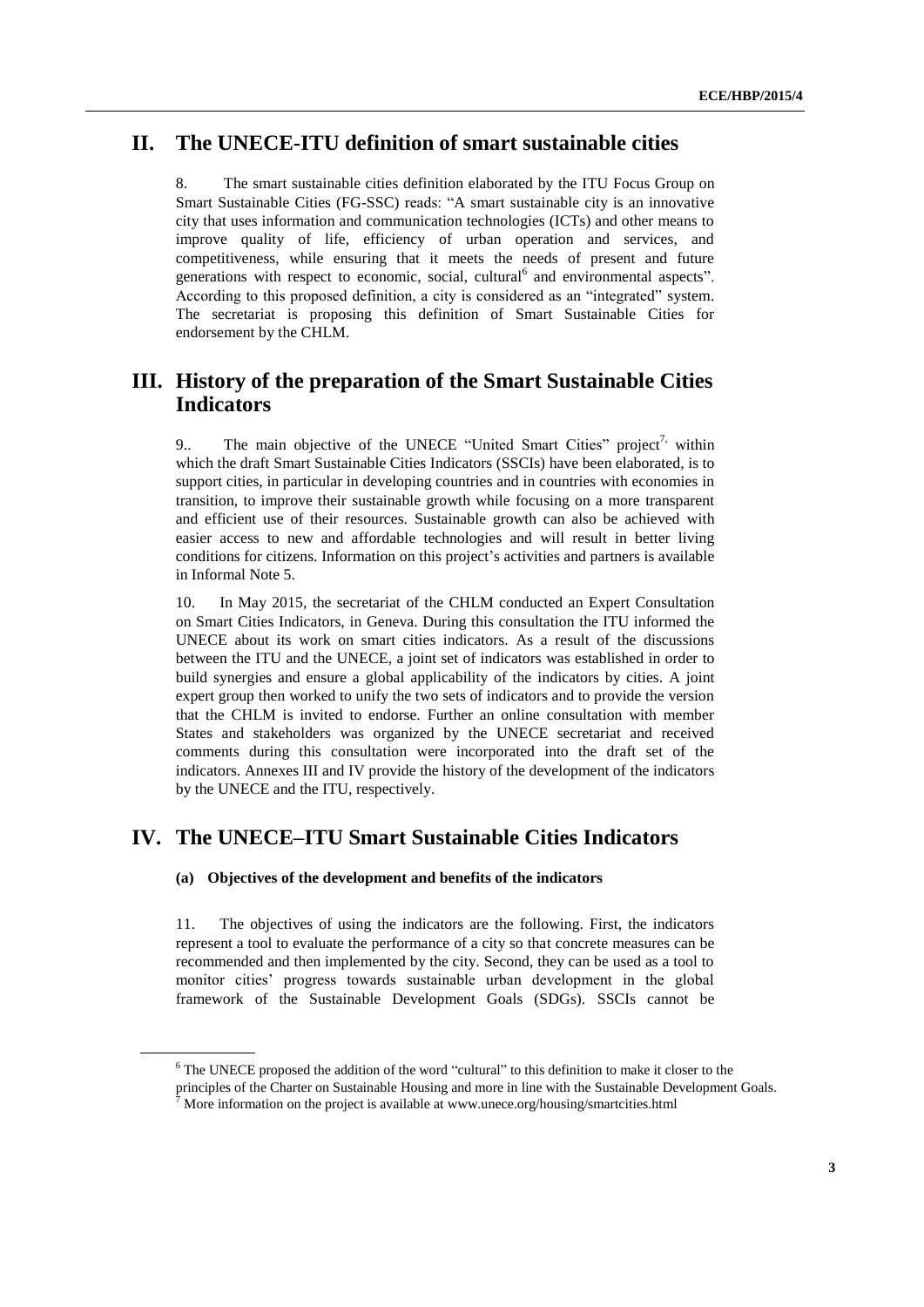## II. The UNECE-ITU definition of smart sustainable cities

8. The smart sustainable cities definition elaborated by the ITU Focus Group on Smart Sustainable Cities (FG-SSC) reads: "A smart sustainable city is an innovative city that uses information and communication technologies (ICTs) and other means to improve quality of life, efficiency of urban operation and services, and competitiveness, while ensuring that it meets the needs of present and future generations with respect to economic, social, cultural[6] and environmental aspects". According to this proposed definition, a city is considered as an "integrated" system. The secretariat is proposing this definition of Smart Sustainable Cities for endorsement by the CHLM.

## III. History of the preparation of the Smart Sustainable Cities Indicators

9.. The main objective of the UNECE "United Smart Cities" project[7,] within which the draft Smart Sustainable Cities Indicators (SSCIs) have been elaborated, is to support cities, in particular in developing countries and in countries with economies in transition, to improve their sustainable growth while focusing on a more transparent and efficient use of their resources. Sustainable growth can also be achieved with easier access to new and affordable technologies and will result in better living conditions for citizens. Information on this project's activities and partners is available in Informal Note 5.

10. In May 2015, the secretariat of the CHLM conducted an Expert Consultation on Smart Cities Indicators, in Geneva. During this consultation the ITU informed the UNECE about its work on smart cities indicators. As a result of the discussions between the ITU and the UNECE, a joint set of indicators was established in order to build synergies and ensure a global applicability of the indicators by cities. A joint expert group then worked to unify the two sets of indicators and to provide the version that the CHLM is invited to endorse. Further an online consultation with member States and stakeholders was organized by the UNECE secretariat and received comments during this consultation were incorporated into the draft set of the indicators. Annexes III and IV provide the history of the development of the indicators by the UNECE and the ITU, respectively.

## IV. The UNECE–ITU Smart Sustainable Cities Indicators

### (a) Objectives of the development and benefits of the indicators

11. The objectives of using the indicators are the following. First, the indicators represent a tool to evaluate the performance of a city so that concrete measures can be recommended and then implemented by the city. Second, they can be used as a tool to monitor cities' progress towards sustainable urban development in the global framework of the Sustainable Development Goals (SDGs). SSCIs cannot be

---

[6] The UNECE proposed the addition of the word "cultural" to this definition to make it closer to the principles of the Charter on Sustainable Housing and more in line with the Sustainable Development Goals.

[7] More information on the project is available at www.unece.org/housing/smartcities.html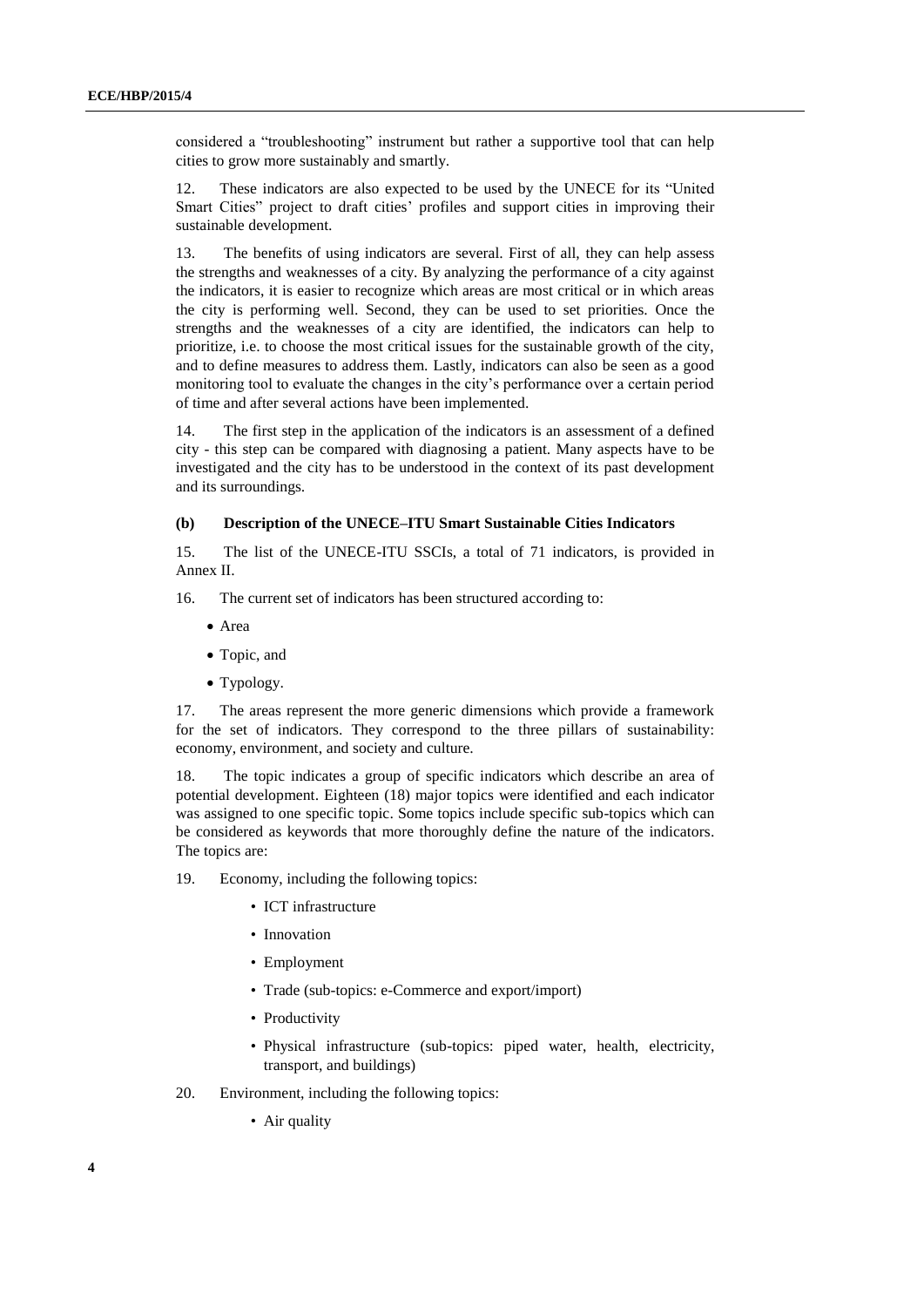considered a "troubleshooting" instrument but rather a supportive tool that can help cities to grow more sustainably and smartly.

12. These indicators are also expected to be used by the UNECE for its "United Smart Cities" project to draft cities' profiles and support cities in improving their sustainable development.

13. The benefits of using indicators are several. First of all, they can help assess the strengths and weaknesses of a city. By analyzing the performance of a city against the indicators, it is easier to recognize which areas are most critical or in which areas the city is performing well. Second, they can be used to set priorities. Once the strengths and the weaknesses of a city are identified, the indicators can help to prioritize, i.e. to choose the most critical issues for the sustainable growth of the city, and to define measures to address them. Lastly, indicators can also be seen as a good monitoring tool to evaluate the changes in the city's performance over a certain period of time and after several actions have been implemented.

14. The first step in the application of the indicators is an assessment of a defined city - this step can be compared with diagnosing a patient. Many aspects have to be investigated and the city has to be understood in the context of its past development and its surroundings.

### (b) Description of the UNECE–ITU Smart Sustainable Cities Indicators

15. The list of the UNECE-ITU SSCIs, a total of 71 indicators, is provided in Annex II.

16. The current set of indicators has been structured according to:

- Area
- Topic, and
- Typology.

17. The areas represent the more generic dimensions which provide a framework for the set of indicators. They correspond to the three pillars of sustainability: economy, environment, and society and culture.

18. The topic indicates a group of specific indicators which describe an area of potential development. Eighteen (18) major topics were identified and each indicator was assigned to one specific topic. Some topics include specific sub-topics which can be considered as keywords that more thoroughly define the nature of the indicators. The topics are:

19. Economy, including the following topics:

- ICT infrastructure
- Innovation
- Employment
- Trade (sub-topics: e-Commerce and export/import)
- Productivity
- Physical infrastructure (sub-topics: piped water, health, electricity, transport, and buildings)

20. Environment, including the following topics:

- Air quality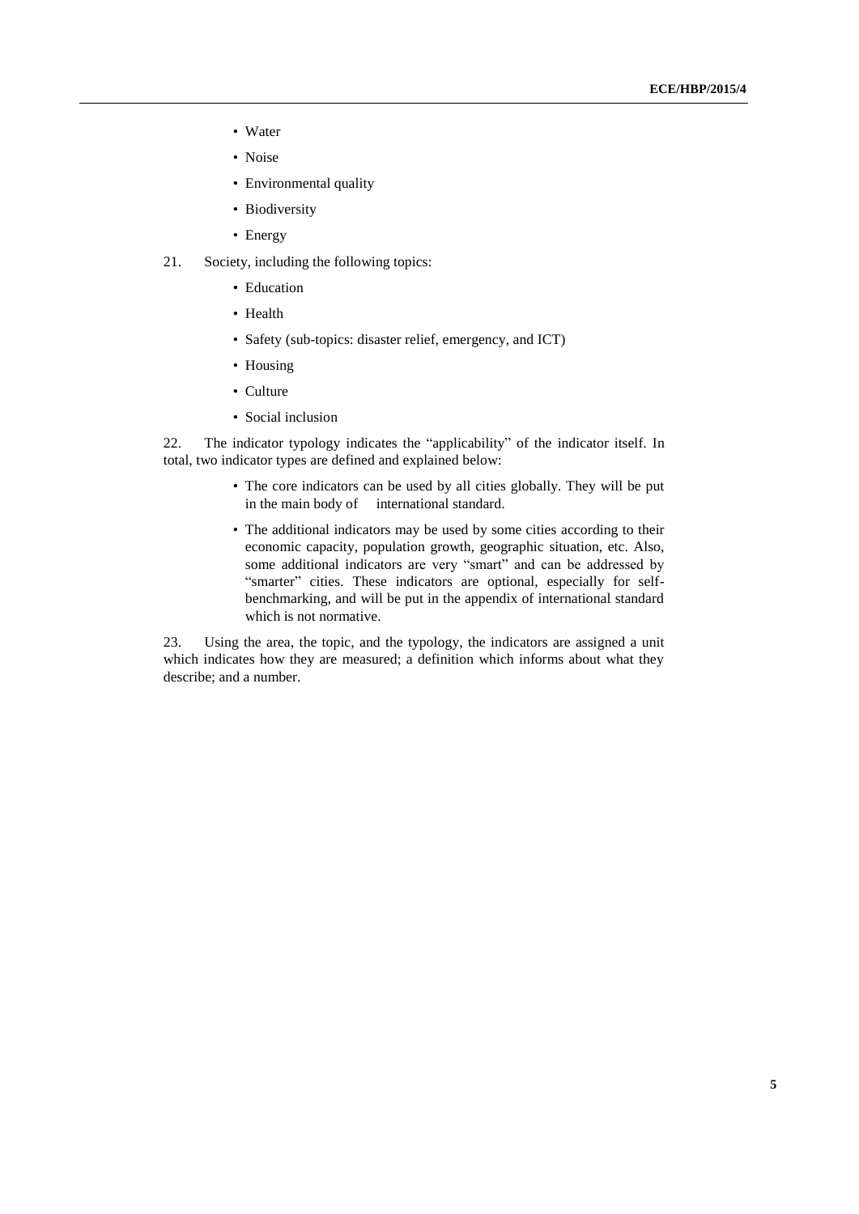- Water
- Noise
- Environmental quality
- Biodiversity
- Energy

21. Society, including the following topics:

- Education
- Health
- Safety (sub-topics: disaster relief, emergency, and ICT)
- Housing
- Culture
- Social inclusion

22. The indicator typology indicates the "applicability" of the indicator itself. In total, two indicator types are defined and explained below:

- The core indicators can be used by all cities globally. They will be put in the main body of international standard.
- The additional indicators may be used by some cities according to their economic capacity, population growth, geographic situation, etc. Also, some additional indicators are very "smart" and can be addressed by "smarter" cities. These indicators are optional, especially for self-benchmarking, and will be put in the appendix of international standard which is not normative.

23. Using the area, the topic, and the typology, the indicators are assigned a unit which indicates how they are measured; a definition which informs about what they describe; and a number.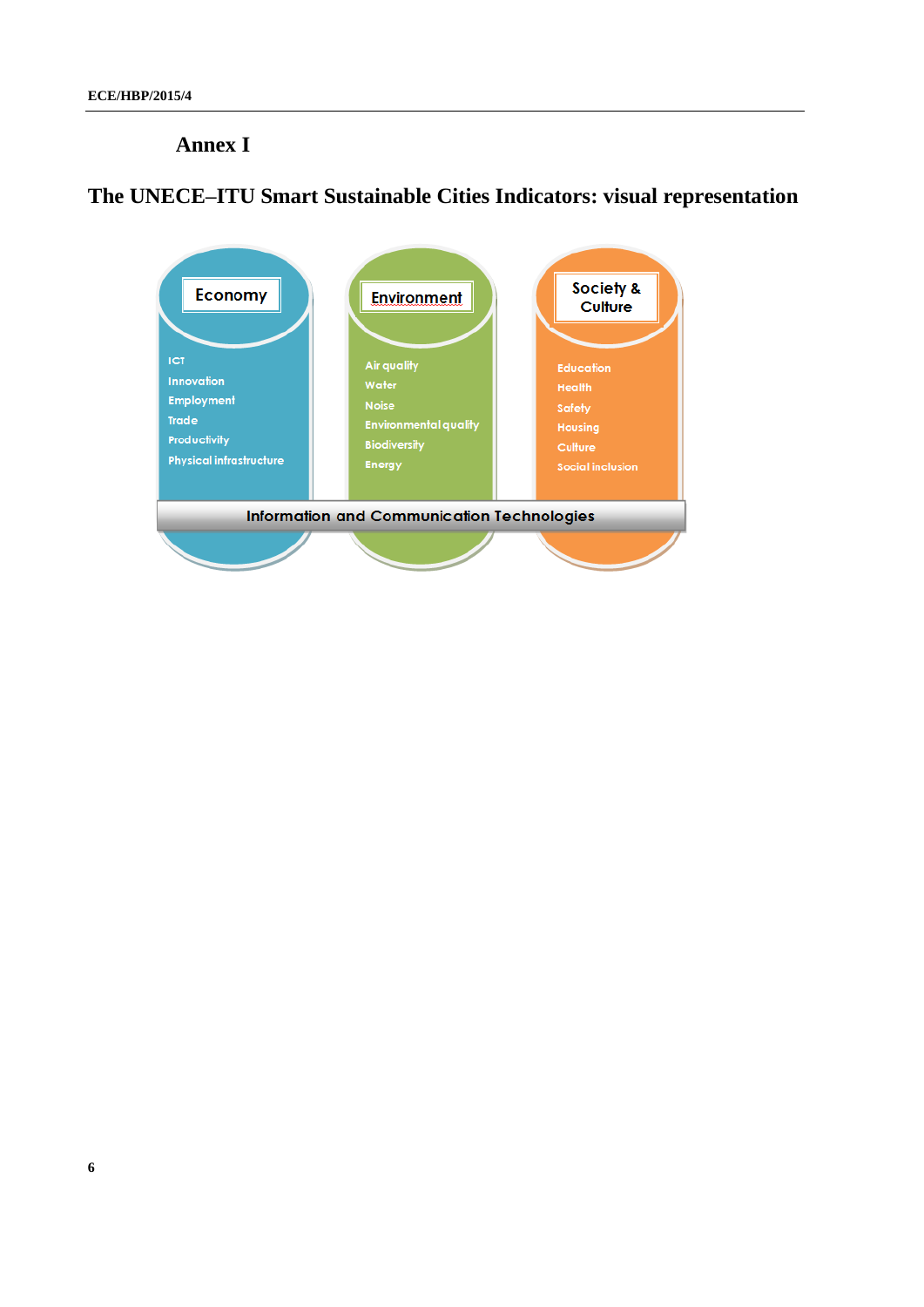# Annex I

## The UNECE–ITU Smart Sustainable Cities Indicators: visual representation

**Economy**

- ICT
- Innovation
- Employment
- Trade
- Productivity
- Physical infrastructure

**Environment**

- Air quality
- Water
- Noise
- Environmental quality
- Biodiversity
- Energy

**Society & Culture**

- Education
- Health
- Safety
- Housing
- Culture
- Social inclusion

**Information and Communication Technologies**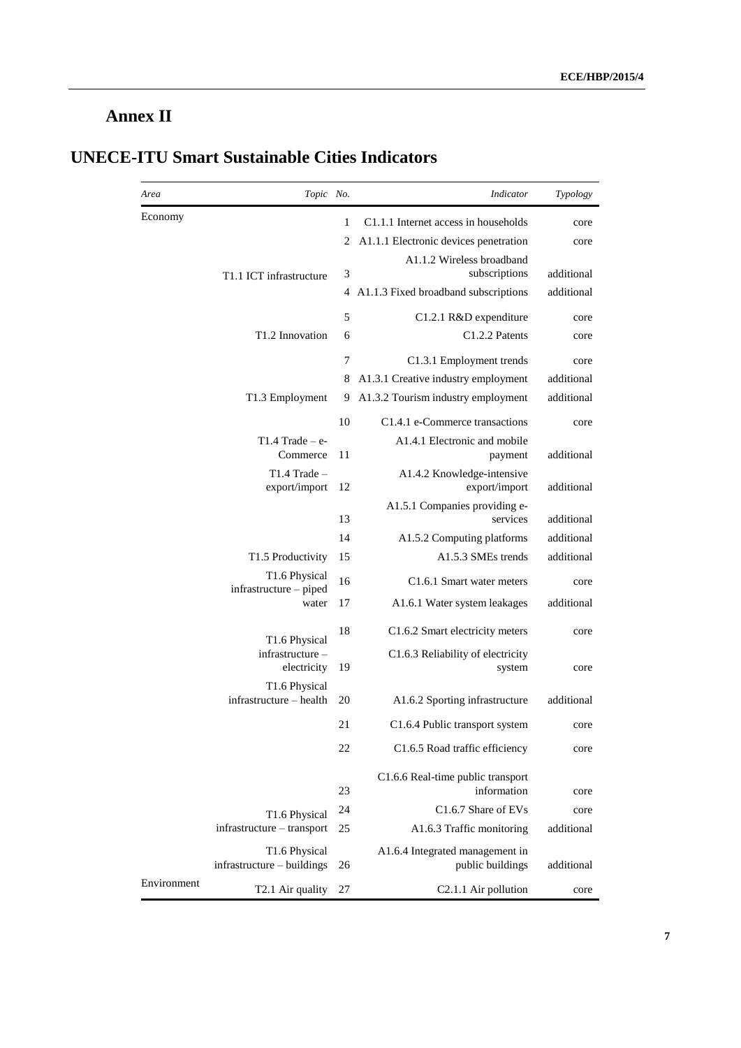# Annex II

## UNECE-ITU Smart Sustainable Cities Indicators

| *Area* | *Topic* | *No.* | *Indicator* | *Typology* |
|---|---|---|---|---|
| Economy | T1.1 ICT infrastructure | 1 | C1.1.1 Internet access in households | core |
| | | 2 | A1.1.1 Electronic devices penetration | core |
| | | 3 | A1.1.2 Wireless broadband subscriptions | additional |
| | | 4 | A1.1.3 Fixed broadband subscriptions | additional |
| | T1.2 Innovation | 5 | C1.2.1 R&D expenditure | core |
| | | 6 | C1.2.2 Patents | core |
| | T1.3 Employment | 7 | C1.3.1 Employment trends | core |
| | | 8 | A1.3.1 Creative industry employment | additional |
| | | 9 | A1.3.2 Tourism industry employment | additional |
| | T1.4 Trade – e-Commerce | 10 | C1.4.1 e-Commerce transactions | core |
| | | 11 | A1.4.1 Electronic and mobile payment | additional |
| | T1.4 Trade – export/import | 12 | A1.4.2 Knowledge-intensive export/import | additional |
| | T1.5 Productivity | 13 | A1.5.1 Companies providing e-services | additional |
| | | 14 | A1.5.2 Computing platforms | additional |
| | | 15 | A1.5.3 SMEs trends | additional |
| | T1.6 Physical infrastructure – piped water | 16 | C1.6.1 Smart water meters | core |
| | | 17 | A1.6.1 Water system leakages | additional |
| | T1.6 Physical infrastructure – electricity | 18 | C1.6.2 Smart electricity meters | core |
| | | 19 | C1.6.3 Reliability of electricity system | core |
| | T1.6 Physical infrastructure – health | 20 | A1.6.2 Sporting infrastructure | additional |
| | T1.6 Physical infrastructure – transport | 21 | C1.6.4 Public transport system | core |
| | | 22 | C1.6.5 Road traffic efficiency | core |
| | | 23 | C1.6.6 Real-time public transport information | core |
| | | 24 | C1.6.7 Share of EVs | core |
| | | 25 | A1.6.3 Traffic monitoring | additional |
| | T1.6 Physical infrastructure – buildings | 26 | A1.6.4 Integrated management in public buildings | additional |
| Environment | T2.1 Air quality | 27 | C2.1.1 Air pollution | core |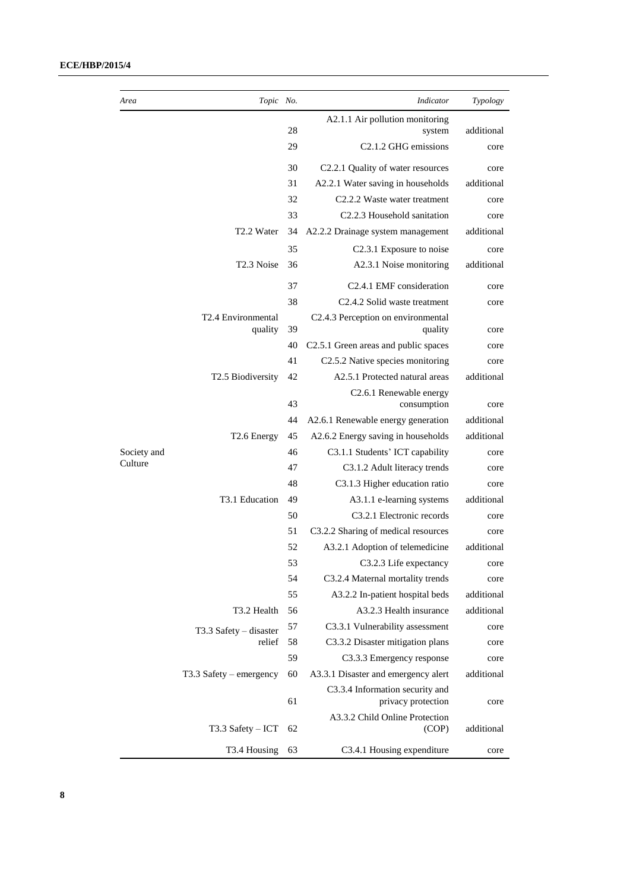| Area | Topic | No. | Indicator | Typology |
|---|---|---|---|---|
| | | 28 | A2.1.1 Air pollution monitoring system | additional |
| | | 29 | C2.1.2 GHG emissions | core |
| | | 30 | C2.2.1 Quality of water resources | core |
| | | 31 | A2.2.1 Water saving in households | additional |
| | | 32 | C2.2.2 Waste water treatment | core |
| | | 33 | C2.2.3 Household sanitation | core |
| | T2.2 Water | 34 | A2.2.2 Drainage system management | additional |
| | | 35 | C2.3.1 Exposure to noise | core |
| | T2.3 Noise | 36 | A2.3.1 Noise monitoring | additional |
| | | 37 | C2.4.1 EMF consideration | core |
| | | 38 | C2.4.2 Solid waste treatment | core |
| | T2.4 Environmental quality | 39 | C2.4.3 Perception on environmental quality | core |
| | | 40 | C2.5.1 Green areas and public spaces | core |
| | | 41 | C2.5.2 Native species monitoring | core |
| | T2.5 Biodiversity | 42 | A2.5.1 Protected natural areas | additional |
| | | 43 | C2.6.1 Renewable energy consumption | core |
| | | 44 | A2.6.1 Renewable energy generation | additional |
| | T2.6 Energy | 45 | A2.6.2 Energy saving in households | additional |
| Society and Culture | | 46 | C3.1.1 Students' ICT capability | core |
| | | 47 | C3.1.2 Adult literacy trends | core |
| | | 48 | C3.1.3 Higher education ratio | core |
| | T3.1 Education | 49 | A3.1.1 e-learning systems | additional |
| | | 50 | C3.2.1 Electronic records | core |
| | | 51 | C3.2.2 Sharing of medical resources | core |
| | | 52 | A3.2.1 Adoption of telemedicine | additional |
| | | 53 | C3.2.3 Life expectancy | core |
| | | 54 | C3.2.4 Maternal mortality trends | core |
| | | 55 | A3.2.2 In-patient hospital beds | additional |
| | T3.2 Health | 56 | A3.2.3 Health insurance | additional |
| | T3.3 Safety – disaster relief | 57 | C3.3.1 Vulnerability assessment | core |
| | | 58 | C3.3.2 Disaster mitigation plans | core |
| | | 59 | C3.3.3 Emergency response | core |
| | T3.3 Safety – emergency | 60 | A3.3.1 Disaster and emergency alert | additional |
| | | 61 | C3.3.4 Information security and privacy protection | core |
| | T3.3 Safety – ICT | 62 | A3.3.2 Child Online Protection (COP) | additional |
| | T3.4 Housing | 63 | C3.4.1 Housing expenditure | core |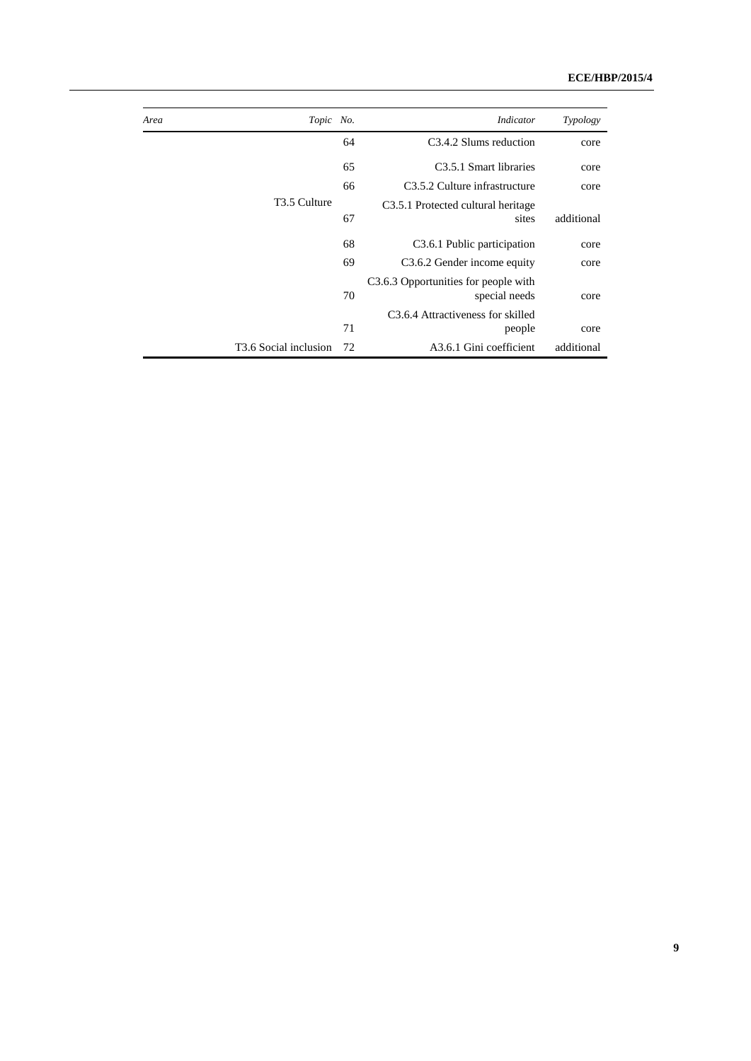| Area | Topic | No. | Indicator | Typology |
|---|---|---|---|---|
| | | 64 | C3.4.2 Slums reduction | core |
| | T3.5 Culture | 65 | C3.5.1 Smart libraries | core |
| | | 66 | C3.5.2 Culture infrastructure | core |
| | | 67 | C3.5.1 Protected cultural heritage sites | additional |
| | T3.6 Social inclusion | 68 | C3.6.1 Public participation | core |
| | | 69 | C3.6.2 Gender income equity | core |
| | | 70 | C3.6.3 Opportunities for people with special needs | core |
| | | 71 | C3.6.4 Attractiveness for skilled people | core |
| | | 72 | A3.6.1 Gini coefficient | additional |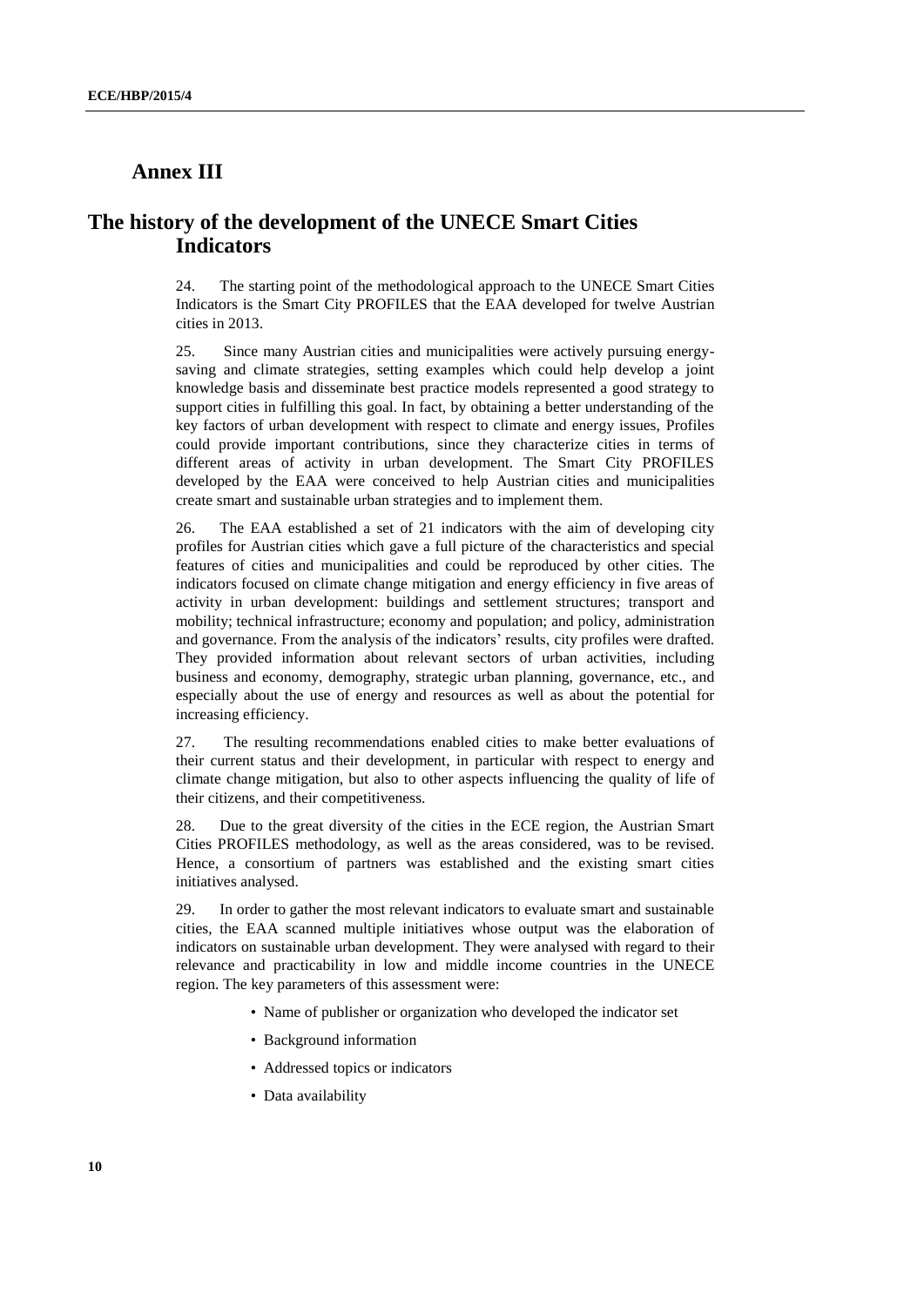# Annex III

## The history of the development of the UNECE Smart Cities Indicators

24. The starting point of the methodological approach to the UNECE Smart Cities Indicators is the Smart City PROFILES that the EAA developed for twelve Austrian cities in 2013.

25. Since many Austrian cities and municipalities were actively pursuing energy-saving and climate strategies, setting examples which could help develop a joint knowledge basis and disseminate best practice models represented a good strategy to support cities in fulfilling this goal. In fact, by obtaining a better understanding of the key factors of urban development with respect to climate and energy issues, Profiles could provide important contributions, since they characterize cities in terms of different areas of activity in urban development. The Smart City PROFILES developed by the EAA were conceived to help Austrian cities and municipalities create smart and sustainable urban strategies and to implement them.

26. The EAA established a set of 21 indicators with the aim of developing city profiles for Austrian cities which gave a full picture of the characteristics and special features of cities and municipalities and could be reproduced by other cities. The indicators focused on climate change mitigation and energy efficiency in five areas of activity in urban development: buildings and settlement structures; transport and mobility; technical infrastructure; economy and population; and policy, administration and governance. From the analysis of the indicators' results, city profiles were drafted. They provided information about relevant sectors of urban activities, including business and economy, demography, strategic urban planning, governance, etc., and especially about the use of energy and resources as well as about the potential for increasing efficiency.

27. The resulting recommendations enabled cities to make better evaluations of their current status and their development, in particular with respect to energy and climate change mitigation, but also to other aspects influencing the quality of life of their citizens, and their competitiveness.

28. Due to the great diversity of the cities in the ECE region, the Austrian Smart Cities PROFILES methodology, as well as the areas considered, was to be revised. Hence, a consortium of partners was established and the existing smart cities initiatives analysed.

29. In order to gather the most relevant indicators to evaluate smart and sustainable cities, the EAA scanned multiple initiatives whose output was the elaboration of indicators on sustainable urban development. They were analysed with regard to their relevance and practicability in low and middle income countries in the UNECE region. The key parameters of this assessment were:

- Name of publisher or organization who developed the indicator set
- Background information
- Addressed topics or indicators
- Data availability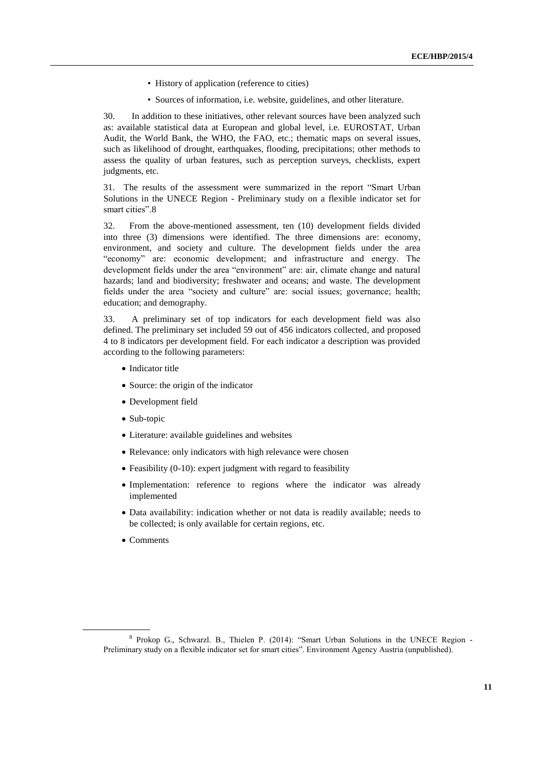- History of application (reference to cities)
- Sources of information, i.e. website, guidelines, and other literature.

30. In addition to these initiatives, other relevant sources have been analyzed such as: available statistical data at European and global level, i.e. EUROSTAT, Urban Audit, the World Bank, the WHO, the FAO, etc.; thematic maps on several issues, such as likelihood of drought, earthquakes, flooding, precipitations; other methods to assess the quality of urban features, such as perception surveys, checklists, expert judgments, etc.

31. The results of the assessment were summarized in the report "Smart Urban Solutions in the UNECE Region - Preliminary study on a flexible indicator set for smart cities".8

32. From the above-mentioned assessment, ten (10) development fields divided into three (3) dimensions were identified. The three dimensions are: economy, environment, and society and culture. The development fields under the area "economy" are: economic development; and infrastructure and energy. The development fields under the area "environment" are: air, climate change and natural hazards; land and biodiversity; freshwater and oceans; and waste. The development fields under the area "society and culture" are: social issues; governance; health; education; and demography.

33. A preliminary set of top indicators for each development field was also defined. The preliminary set included 59 out of 456 indicators collected, and proposed 4 to 8 indicators per development field. For each indicator a description was provided according to the following parameters:

- Indicator title
- Source: the origin of the indicator
- Development field
- Sub-topic
- Literature: available guidelines and websites
- Relevance: only indicators with high relevance were chosen
- Feasibility (0-10): expert judgment with regard to feasibility
- Implementation: reference to regions where the indicator was already implemented
- Data availability: indication whether or not data is readily available; needs to be collected; is only available for certain regions, etc.
- Comments

[8] Prokop G., Schwarzl. B., Thielen P. (2014): "Smart Urban Solutions in the UNECE Region - Preliminary study on a flexible indicator set for smart cities". Environment Agency Austria (unpublished).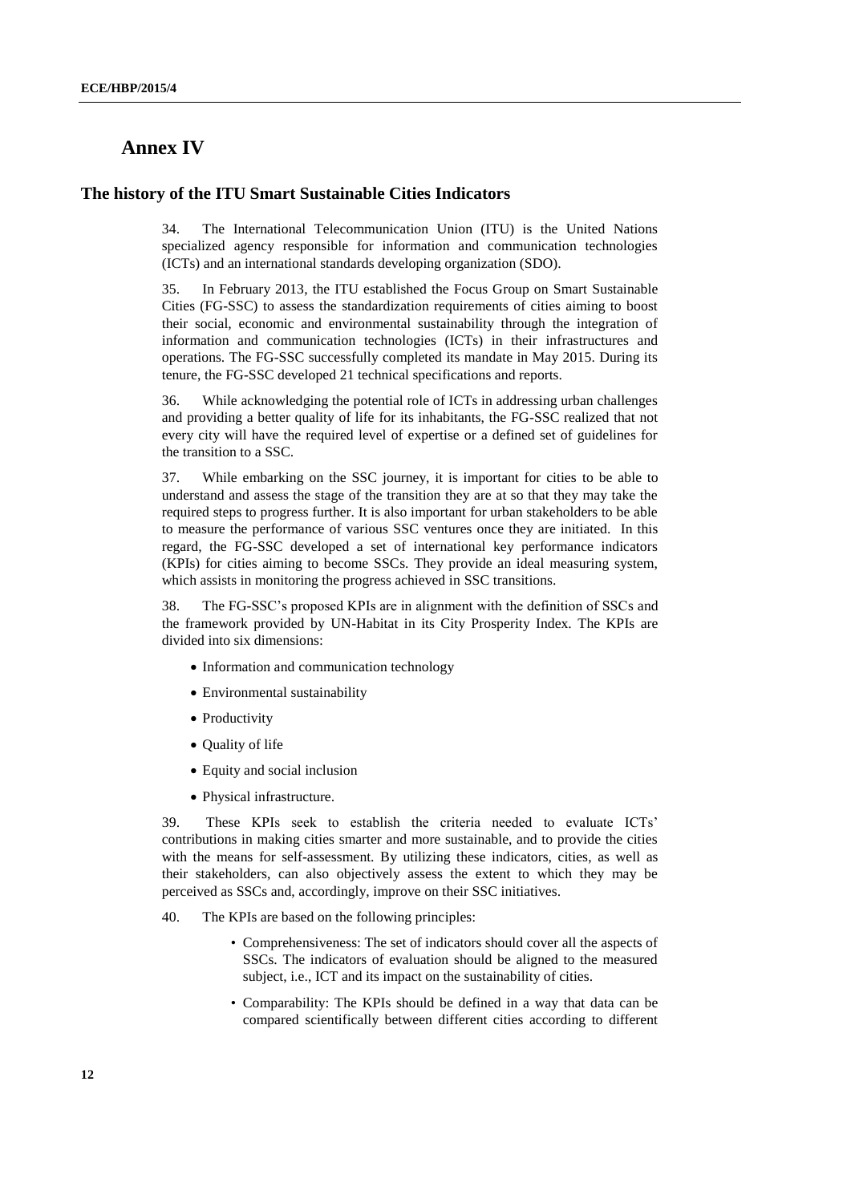# Annex IV

## The history of the ITU Smart Sustainable Cities Indicators

34. The International Telecommunication Union (ITU) is the United Nations specialized agency responsible for information and communication technologies (ICTs) and an international standards developing organization (SDO).

35. In February 2013, the ITU established the Focus Group on Smart Sustainable Cities (FG-SSC) to assess the standardization requirements of cities aiming to boost their social, economic and environmental sustainability through the integration of information and communication technologies (ICTs) in their infrastructures and operations. The FG-SSC successfully completed its mandate in May 2015. During its tenure, the FG-SSC developed 21 technical specifications and reports.

36. While acknowledging the potential role of ICTs in addressing urban challenges and providing a better quality of life for its inhabitants, the FG-SSC realized that not every city will have the required level of expertise or a defined set of guidelines for the transition to a SSC.

37. While embarking on the SSC journey, it is important for cities to be able to understand and assess the stage of the transition they are at so that they may take the required steps to progress further. It is also important for urban stakeholders to be able to measure the performance of various SSC ventures once they are initiated. In this regard, the FG-SSC developed a set of international key performance indicators (KPIs) for cities aiming to become SSCs. They provide an ideal measuring system, which assists in monitoring the progress achieved in SSC transitions.

38. The FG-SSC's proposed KPIs are in alignment with the definition of SSCs and the framework provided by UN-Habitat in its City Prosperity Index. The KPIs are divided into six dimensions:

- Information and communication technology
- Environmental sustainability
- Productivity
- Quality of life
- Equity and social inclusion
- Physical infrastructure.

39. These KPIs seek to establish the criteria needed to evaluate ICTs' contributions in making cities smarter and more sustainable, and to provide the cities with the means for self-assessment. By utilizing these indicators, cities, as well as their stakeholders, can also objectively assess the extent to which they may be perceived as SSCs and, accordingly, improve on their SSC initiatives.

40. The KPIs are based on the following principles:

- Comprehensiveness: The set of indicators should cover all the aspects of SSCs. The indicators of evaluation should be aligned to the measured subject, i.e., ICT and its impact on the sustainability of cities.
- Comparability: The KPIs should be defined in a way that data can be compared scientifically between different cities according to different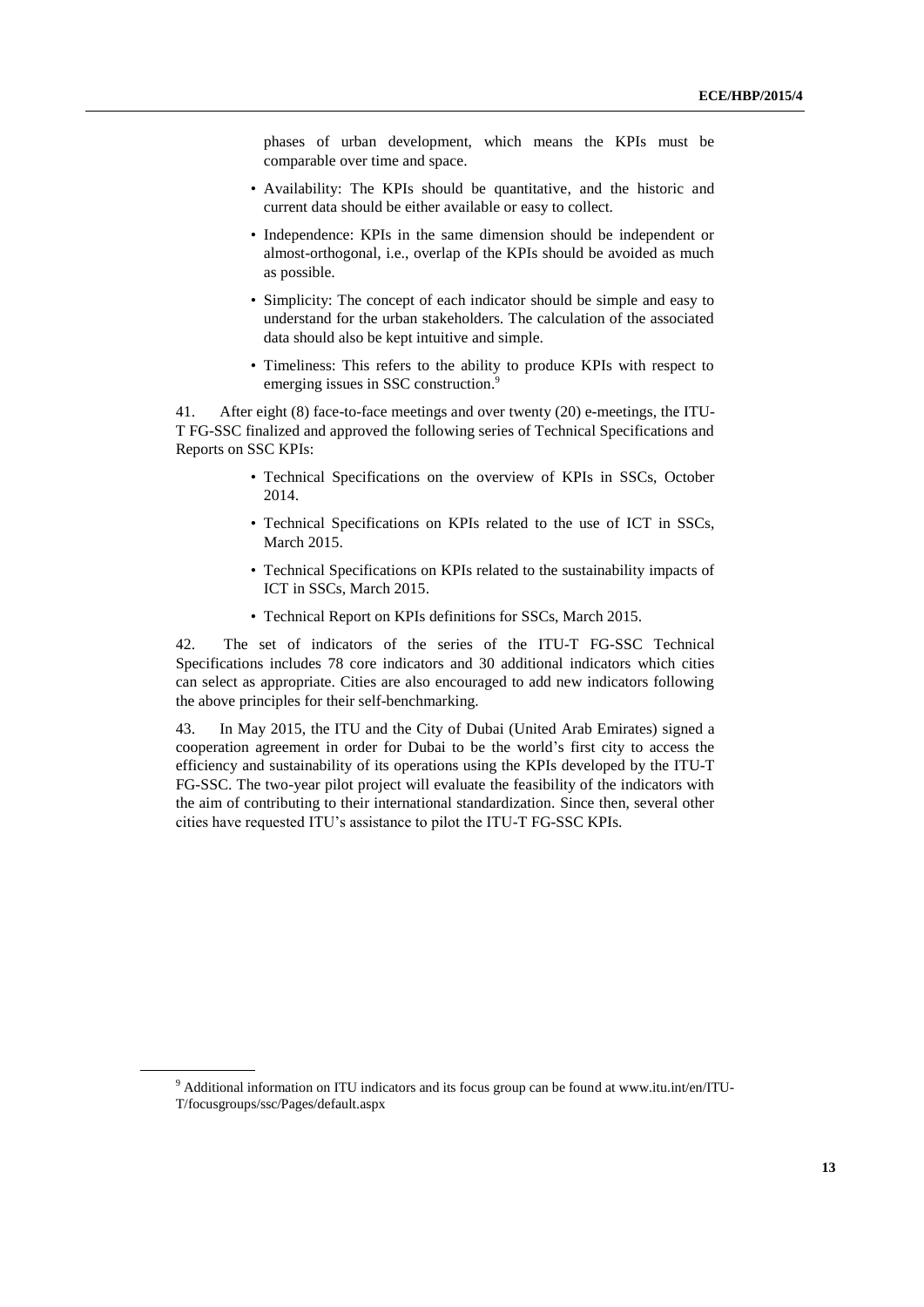phases of urban development, which means the KPIs must be comparable over time and space.

- Availability: The KPIs should be quantitative, and the historic and current data should be either available or easy to collect.
- Independence: KPIs in the same dimension should be independent or almost-orthogonal, i.e., overlap of the KPIs should be avoided as much as possible.
- Simplicity: The concept of each indicator should be simple and easy to understand for the urban stakeholders. The calculation of the associated data should also be kept intuitive and simple.
- Timeliness: This refers to the ability to produce KPIs with respect to emerging issues in SSC construction.[9]

41. After eight (8) face-to-face meetings and over twenty (20) e-meetings, the ITU-T FG-SSC finalized and approved the following series of Technical Specifications and Reports on SSC KPIs:

- Technical Specifications on the overview of KPIs in SSCs, October 2014.
- Technical Specifications on KPIs related to the use of ICT in SSCs, March 2015.
- Technical Specifications on KPIs related to the sustainability impacts of ICT in SSCs, March 2015.
- Technical Report on KPIs definitions for SSCs, March 2015.

42. The set of indicators of the series of the ITU-T FG-SSC Technical Specifications includes 78 core indicators and 30 additional indicators which cities can select as appropriate. Cities are also encouraged to add new indicators following the above principles for their self-benchmarking.

43. In May 2015, the ITU and the City of Dubai (United Arab Emirates) signed a cooperation agreement in order for Dubai to be the world's first city to access the efficiency and sustainability of its operations using the KPIs developed by the ITU-T FG-SSC. The two-year pilot project will evaluate the feasibility of the indicators with the aim of contributing to their international standardization. Since then, several other cities have requested ITU's assistance to pilot the ITU-T FG-SSC KPIs.

[9] Additional information on ITU indicators and its focus group can be found at www.itu.int/en/ITU-T/focusgroups/ssc/Pages/default.aspx